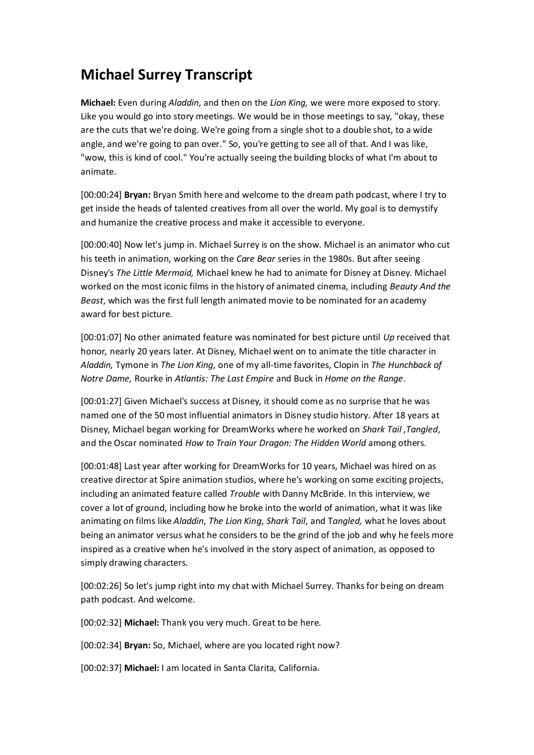# Michael Surrey Transcript

**Michael:** Even during *Aladdin*, and then on the *Lion King,* we were more exposed to story. Like you would go into story meetings. We would be in those meetings to say, "okay, these are the cuts that we're doing. We're going from a single shot to a double shot, to a wide angle, and we're going to pan over." So, you're getting to see all of that. And I was like, "wow, this is kind of cool." You're actually seeing the building blocks of what I'm about to animate.

[00:00:24] **Bryan:** Bryan Smith here and welcome to the dream path podcast, where I try to get inside the heads of talented creatives from all over the world. My goal is to demystify and humanize the creative process and make it accessible to everyone.

[00:00:40] Now let's jump in. Michael Surrey is on the show. Michael is an animator who cut his teeth in animation, working on the *Care Bear* series in the 1980s. But after seeing Disney's *The Little Mermaid,* Michael knew he had to animate for Disney at Disney. Michael worked on the most iconic films in the history of animated cinema, including *Beauty And the Beast*, which was the first full length animated movie to be nominated for an academy award for best picture.

[00:01:07] No other animated feature was nominated for best picture until *Up* received that honor, nearly 20 years later. At Disney, Michael went on to animate the title character in *Aladdin,* Tymone in *The Lion King*, one of my all-time favorites, Clopin in *The Hunchback of Notre Dame,* Rourke in *Atlantis: The Last Empire* and Buck in *Home on the Range*.

[00:01:27] Given Michael's success at Disney, it should come as no surprise that he was named one of the 50 most influential animators in Disney studio history. After 18 years at Disney, Michael began working for DreamWorks where he worked on *Shark Tail* ,*Tangled*, and the Oscar nominated *How to Train Your Dragon: The Hidden World* among others.

[00:01:48] Last year after working for DreamWorks for 10 years, Michael was hired on as creative director at Spire animation studios, where he's working on some exciting projects, including an animated feature called *Trouble* with Danny McBride. In this interview, we cover a lot of ground, including how he broke into the world of animation, what it was like animating on films like *Aladdin*, *The Lion King*, *Shark Tail*, and T*angled,* what he loves about being an animator versus what he considers to be the grind of the job and why he feels more inspired as a creative when he's involved in the story aspect of animation, as opposed to simply drawing characters.

[00:02:26] So let's jump right into my chat with Michael Surrey. Thanks for being on dream path podcast. And welcome.

[00:02:32] **Michael:** Thank you very much. Great to be here.

[00:02:34] **Bryan:** So, Michael, where are you located right now?

[00:02:37] **Michael:** I am located in Santa Clarita, California.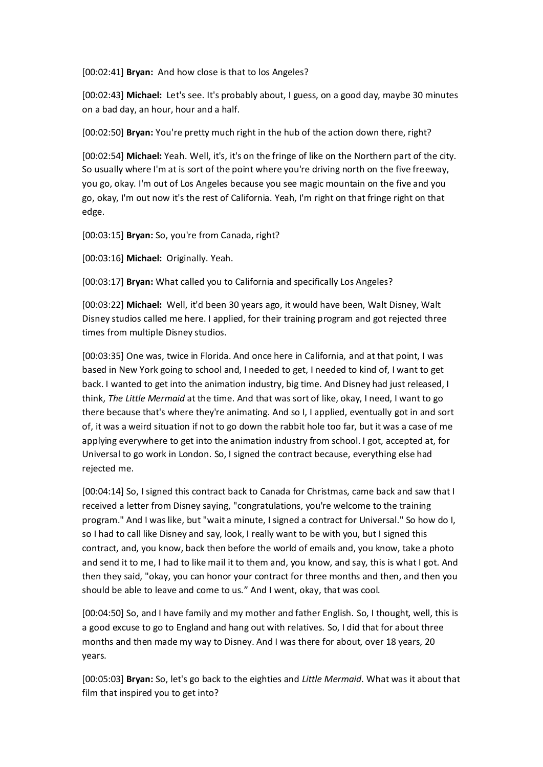[00:02:41] **Bryan:** And how close is that to los Angeles?

[00:02:43] **Michael:** Let's see. It's probably about, I guess, on a good day, maybe 30 minutes on a bad day, an hour, hour and a half.

[00:02:50] **Bryan:** You're pretty much right in the hub of the action down there, right?

[00:02:54] **Michael:** Yeah. Well, it's, it's on the fringe of like on the Northern part of the city. So usually where I'm at is sort of the point where you're driving north on the five freeway, you go, okay. I'm out of Los Angeles because you see magic mountain on the five and you go, okay, I'm out now it's the rest of California. Yeah, I'm right on that fringe right on that edge.

[00:03:15] **Bryan:** So, you're from Canada, right?

[00:03:16] **Michael:** Originally. Yeah.

[00:03:17] **Bryan:** What called you to California and specifically Los Angeles?

[00:03:22] **Michael:** Well, it'd been 30 years ago, it would have been, Walt Disney, Walt Disney studios called me here. I applied, for their training program and got rejected three times from multiple Disney studios.

[00:03:35] One was, twice in Florida. And once here in California, and at that point, I was based in New York going to school and, I needed to get, I needed to kind of, I want to get back. I wanted to get into the animation industry, big time. And Disney had just released, I think, *The Little Mermaid* at the time. And that was sort of like, okay, I need, I want to go there because that's where they're animating. And so I, I applied, eventually got in and sort of, it was a weird situation if not to go down the rabbit hole too far, but it was a case of me applying everywhere to get into the animation industry from school. I got, accepted at, for Universal to go work in London. So, I signed the contract because, everything else had rejected me.

[00:04:14] So, I signed this contract back to Canada for Christmas, came back and saw that I received a letter from Disney saying, "congratulations, you're welcome to the training program." And I was like, but "wait a minute, I signed a contract for Universal." So how do I, so I had to call like Disney and say, look, I really want to be with you, but I signed this contract, and, you know, back then before the world of emails and, you know, take a photo and send it to me, I had to like mail it to them and, you know, and say, this is what I got. And then they said, "okay, you can honor your contract for three months and then, and then you should be able to leave and come to us." And I went, okay, that was cool.

[00:04:50] So, and I have family and my mother and father English. So, I thought, well, this is a good excuse to go to England and hang out with relatives. So, I did that for about three months and then made my way to Disney. And I was there for about, over 18 years, 20 years.

[00:05:03] **Bryan:** So, let's go back to the eighties and *Little Mermaid*. What was it about that film that inspired you to get into?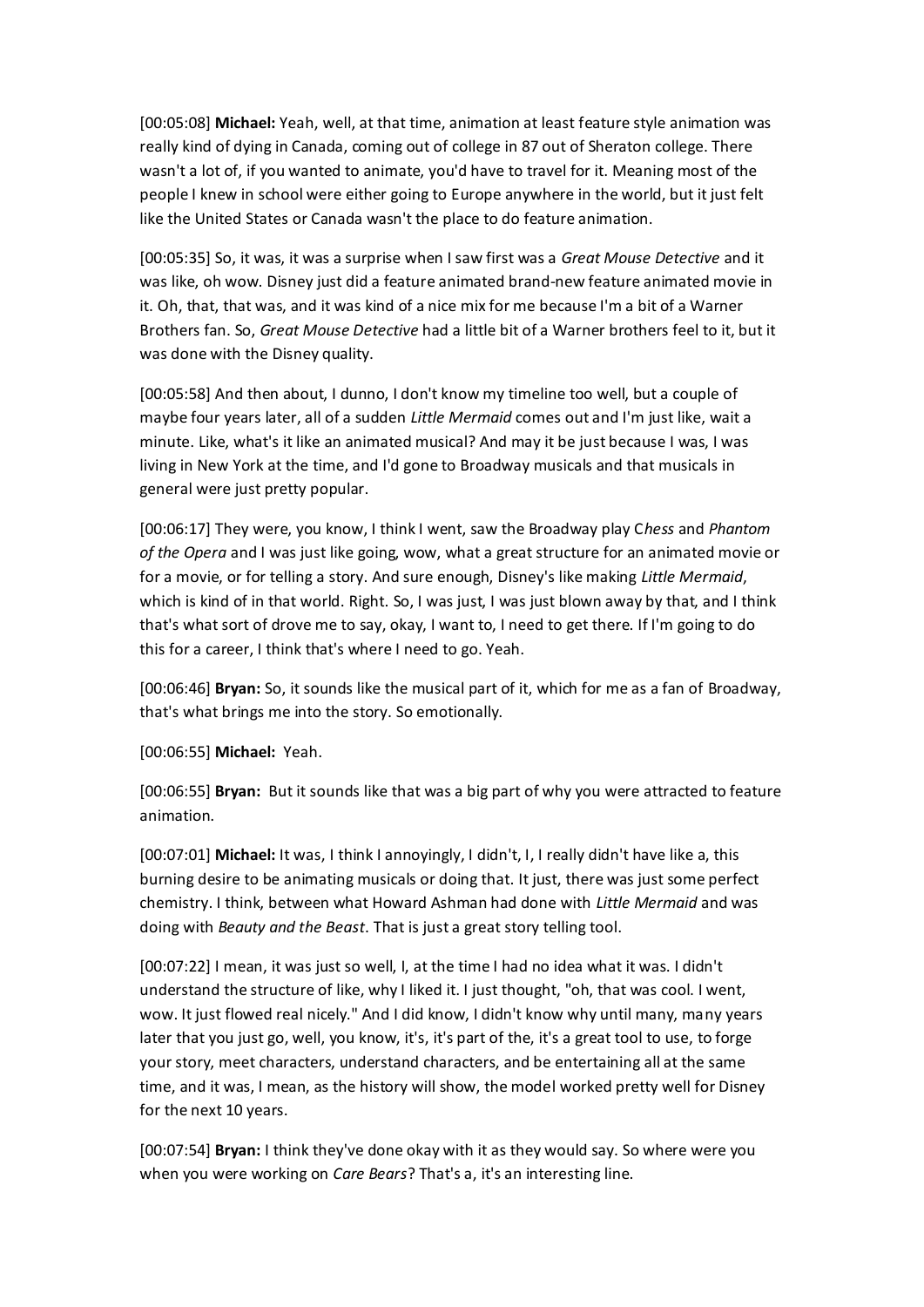[00:05:08] **Michael:** Yeah, well, at that time, animation at least feature style animation was really kind of dying in Canada, coming out of college in 87 out of Sheraton college. There wasn't a lot of, if you wanted to animate, you'd have to travel for it. Meaning most of the people I knew in school were either going to Europe anywhere in the world, but it just felt like the United States or Canada wasn't the place to do feature animation.

[00:05:35] So, it was, it was a surprise when I saw first was a *Great Mouse Detective* and it was like, oh wow. Disney just did a feature animated brand-new feature animated movie in it. Oh, that, that was, and it was kind of a nice mix for me because I'm a bit of a Warner Brothers fan. So, *Great Mouse Detective* had a little bit of a Warner brothers feel to it, but it was done with the Disney quality.

[00:05:58] And then about, I dunno, I don't know my timeline too well, but a couple of maybe four years later, all of a sudden *Little Mermaid* comes out and I'm just like, wait a minute. Like, what's it like an animated musical? And may it be just because I was, I was living in New York at the time, and I'd gone to Broadway musicals and that musicals in general were just pretty popular.

[00:06:17] They were, you know, I think I went, saw the Broadway play C*hess* and *Phantom of the Opera* and I was just like going, wow, what a great structure for an animated movie or for a movie, or for telling a story. And sure enough, Disney's like making *Little Mermaid*, which is kind of in that world. Right. So, I was just, I was just blown away by that, and I think that's what sort of drove me to say, okay, I want to, I need to get there. If I'm going to do this for a career, I think that's where I need to go. Yeah.

[00:06:46] **Bryan:** So, it sounds like the musical part of it, which for me as a fan of Broadway, that's what brings me into the story. So emotionally.

[00:06:55] **Michael:** Yeah.

[00:06:55] **Bryan:** But it sounds like that was a big part of why you were attracted to feature animation.

[00:07:01] **Michael:** It was, I think I annoyingly, I didn't, I, I really didn't have like a, this burning desire to be animating musicals or doing that. It just, there was just some perfect chemistry. I think, between what Howard Ashman had done with *Little Mermaid* and was doing with *Beauty and the Beast*. That is just a great story telling tool.

[00:07:22] I mean, it was just so well, I, at the time I had no idea what it was. I didn't understand the structure of like, why I liked it. I just thought, "oh, that was cool. I went, wow. It just flowed real nicely." And I did know, I didn't know why until many, many years later that you just go, well, you know, it's, it's part of the, it's a great tool to use, to forge your story, meet characters, understand characters, and be entertaining all at the same time, and it was, I mean, as the history will show, the model worked pretty well for Disney for the next 10 years.

[00:07:54] **Bryan:** I think they've done okay with it as they would say. So where were you when you were working on *Care Bears*? That's a, it's an interesting line.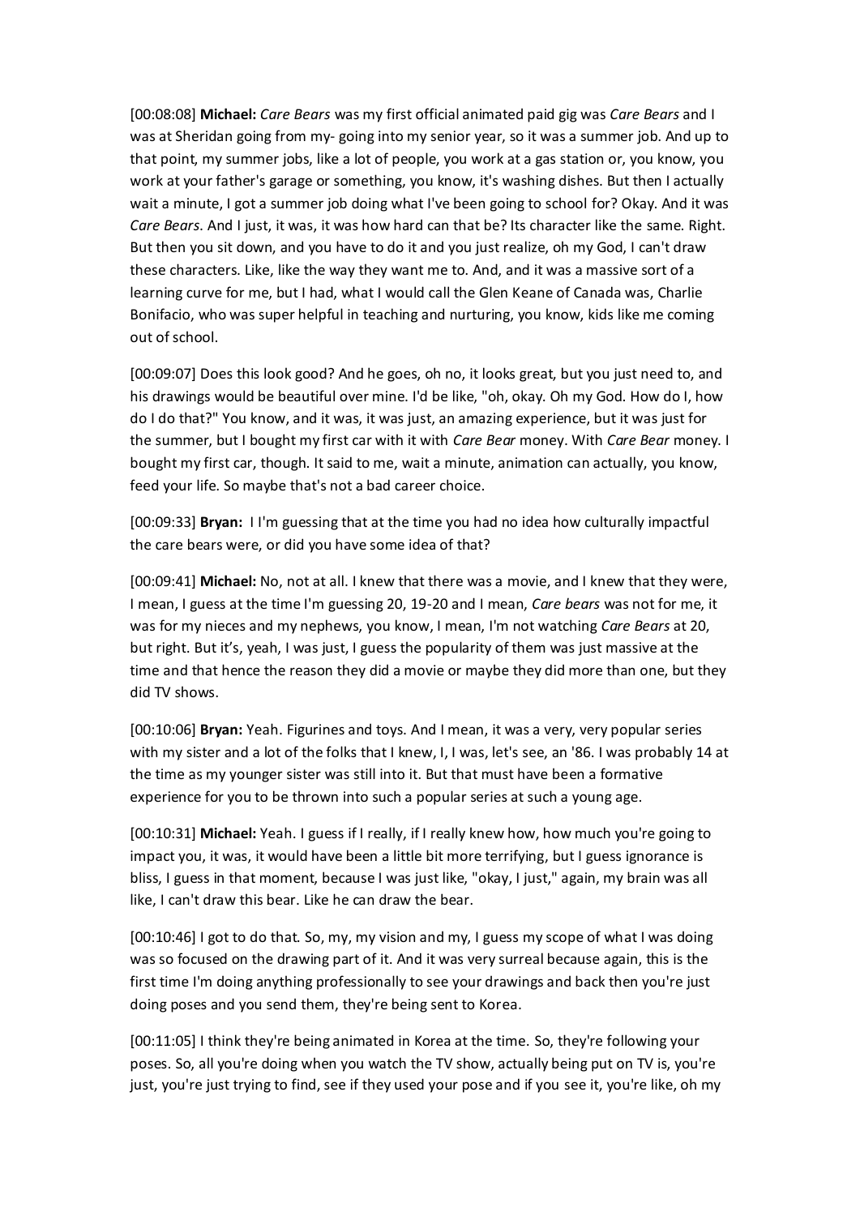[00:08:08] **Michael:** *Care Bears* was my first official animated paid gig was *Care Bears* and I was at Sheridan going from my- going into my senior year, so it was a summer job. And up to that point, my summer jobs, like a lot of people, you work at a gas station or, you know, you work at your father's garage or something, you know, it's washing dishes. But then I actually wait a minute, I got a summer job doing what I've been going to school for? Okay. And it was *Care Bears*. And I just, it was, it was how hard can that be? Its character like the same. Right. But then you sit down, and you have to do it and you just realize, oh my God, I can't draw these characters. Like, like the way they want me to. And, and it was a massive sort of a learning curve for me, but I had, what I would call the Glen Keane of Canada was, Charlie Bonifacio, who was super helpful in teaching and nurturing, you know, kids like me coming out of school.

[00:09:07] Does this look good? And he goes, oh no, it looks great, but you just need to, and his drawings would be beautiful over mine. I'd be like, "oh, okay. Oh my God. How do I, how do I do that?" You know, and it was, it was just, an amazing experience, but it was just for the summer, but I bought my first car with it with *Care Bear* money. With *Care Bear* money. I bought my first car, though. It said to me, wait a minute, animation can actually, you know, feed your life. So maybe that's not a bad career choice.

[00:09:33] **Bryan:** I I'm guessing that at the time you had no idea how culturally impactful the care bears were, or did you have some idea of that?

[00:09:41] **Michael:** No, not at all. I knew that there was a movie, and I knew that they were, I mean, I guess at the time I'm guessing 20, 19-20 and I mean, *Care bears* was not for me, it was for my nieces and my nephews, you know, I mean, I'm not watching *Care Bears* at 20, but right. But it's, yeah, I was just, I guess the popularity of them was just massive at the time and that hence the reason they did a movie or maybe they did more than one, but they did TV shows.

[00:10:06] **Bryan:** Yeah. Figurines and toys. And I mean, it was a very, very popular series with my sister and a lot of the folks that I knew, I, I was, let's see, an '86. I was probably 14 at the time as my younger sister was still into it. But that must have been a formative experience for you to be thrown into such a popular series at such a young age.

[00:10:31] **Michael:** Yeah. I guess if I really, if I really knew how, how much you're going to impact you, it was, it would have been a little bit more terrifying, but I guess ignorance is bliss, I guess in that moment, because I was just like, "okay, I just," again, my brain was all like, I can't draw this bear. Like he can draw the bear.

[00:10:46] I got to do that. So, my, my vision and my, I guess my scope of what I was doing was so focused on the drawing part of it. And it was very surreal because again, this is the first time I'm doing anything professionally to see your drawings and back then you're just doing poses and you send them, they're being sent to Korea.

[00:11:05] I think they're being animated in Korea at the time. So, they're following your poses. So, all you're doing when you watch the TV show, actually being put on TV is, you're just, you're just trying to find, see if they used your pose and if you see it, you're like, oh my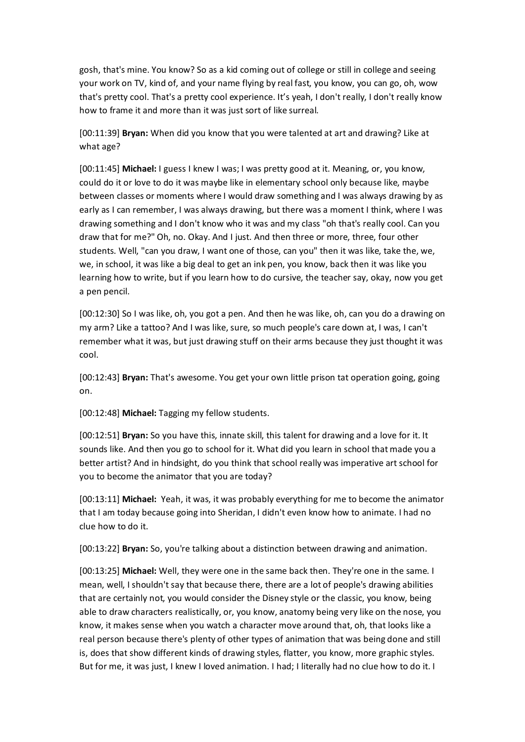gosh, that's mine. You know? So as a kid coming out of college or still in college and seeing your work on TV, kind of, and your name flying by real fast, you know, you can go, oh, wow that's pretty cool. That's a pretty cool experience. It's yeah, I don't really, I don't really know how to frame it and more than it was just sort of like surreal.

[00:11:39] **Bryan:** When did you know that you were talented at art and drawing? Like at what age?

[00:11:45] **Michael:** I guess I knew I was; I was pretty good at it. Meaning, or, you know, could do it or love to do it was maybe like in elementary school only because like, maybe between classes or moments where I would draw something and I was always drawing by as early as I can remember, I was always drawing, but there was a moment I think, where I was drawing something and I don't know who it was and my class "oh that's really cool. Can you draw that for me?" Oh, no. Okay. And I just. And then three or more, three, four other students. Well, "can you draw, I want one of those, can you" then it was like, take the, we, we, in school, it was like a big deal to get an ink pen, you know, back then it was like you learning how to write, but if you learn how to do cursive, the teacher say, okay, now you get a pen pencil.

[00:12:30] So I was like, oh, you got a pen. And then he was like, oh, can you do a drawing on my arm? Like a tattoo? And I was like, sure, so much people's care down at, I was, I can't remember what it was, but just drawing stuff on their arms because they just thought it was cool.

[00:12:43] **Bryan:** That's awesome. You get your own little prison tat operation going, going on.

[00:12:48] **Michael:** Tagging my fellow students.

[00:12:51] **Bryan:** So you have this, innate skill, this talent for drawing and a love for it. It sounds like. And then you go to school for it. What did you learn in school that made you a better artist? And in hindsight, do you think that school really was imperative art school for you to become the animator that you are today?

[00:13:11] **Michael:** Yeah, it was, it was probably everything for me to become the animator that I am today because going into Sheridan, I didn't even know how to animate. I had no clue how to do it.

[00:13:22] **Bryan:** So, you're talking about a distinction between drawing and animation.

[00:13:25] **Michael:** Well, they were one in the same back then. They're one in the same. I mean, well, I shouldn't say that because there, there are a lot of people's drawing abilities that are certainly not, you would consider the Disney style or the classic, you know, being able to draw characters realistically, or, you know, anatomy being very like on the nose, you know, it makes sense when you watch a character move around that, oh, that looks like a real person because there's plenty of other types of animation that was being done and still is, does that show different kinds of drawing styles, flatter, you know, more graphic styles. But for me, it was just, I knew I loved animation. I had; I literally had no clue how to do it. I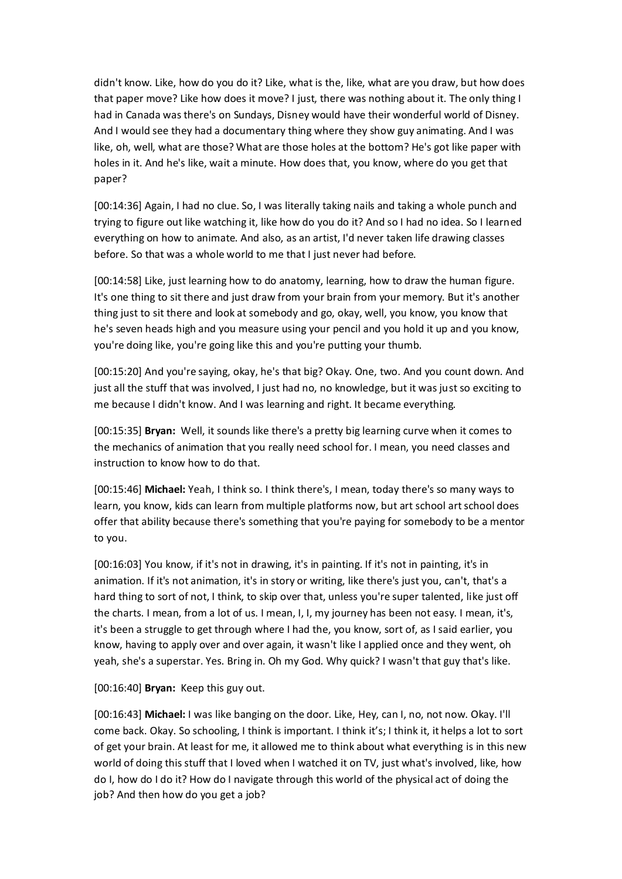didn't know. Like, how do you do it? Like, what is the, like, what are you draw, but how does that paper move? Like how does it move? I just, there was nothing about it. The only thing I had in Canada was there's on Sundays, Disney would have their wonderful world of Disney. And I would see they had a documentary thing where they show guy animating. And I was like, oh, well, what are those? What are those holes at the bottom? He's got like paper with holes in it. And he's like, wait a minute. How does that, you know, where do you get that paper?

[00:14:36] Again, I had no clue. So, I was literally taking nails and taking a whole punch and trying to figure out like watching it, like how do you do it? And so I had no idea. So I learned everything on how to animate. And also, as an artist, I'd never taken life drawing classes before. So that was a whole world to me that I just never had before.

[00:14:58] Like, just learning how to do anatomy, learning, how to draw the human figure. It's one thing to sit there and just draw from your brain from your memory. But it's another thing just to sit there and look at somebody and go, okay, well, you know, you know that he's seven heads high and you measure using your pencil and you hold it up and you know, you're doing like, you're going like this and you're putting your thumb.

[00:15:20] And you're saying, okay, he's that big? Okay. One, two. And you count down. And just all the stuff that was involved, I just had no, no knowledge, but it was just so exciting to me because I didn't know. And I was learning and right. It became everything.

[00:15:35] **Bryan:** Well, it sounds like there's a pretty big learning curve when it comes to the mechanics of animation that you really need school for. I mean, you need classes and instruction to know how to do that.

[00:15:46] **Michael:** Yeah, I think so. I think there's, I mean, today there's so many ways to learn, you know, kids can learn from multiple platforms now, but art school art school does offer that ability because there's something that you're paying for somebody to be a mentor to you.

[00:16:03] You know, if it's not in drawing, it's in painting. If it's not in painting, it's in animation. If it's not animation, it's in story or writing, like there's just you, can't, that's a hard thing to sort of not, I think, to skip over that, unless you're super talented, like just off the charts. I mean, from a lot of us. I mean, I, I, my journey has been not easy. I mean, it's, it's been a struggle to get through where I had the, you know, sort of, as I said earlier, you know, having to apply over and over again, it wasn't like I applied once and they went, oh yeah, she's a superstar. Yes. Bring in. Oh my God. Why quick? I wasn't that guy that's like.

[00:16:40] **Bryan:** Keep this guy out.

[00:16:43] **Michael:** I was like banging on the door. Like, Hey, can I, no, not now. Okay. I'll come back. Okay. So schooling, I think is important. I think it's; I think it, it helps a lot to sort of get your brain. At least for me, it allowed me to think about what everything is in this new world of doing this stuff that I loved when I watched it on TV, just what's involved, like, how do I, how do I do it? How do I navigate through this world of the physical act of doing the job? And then how do you get a job?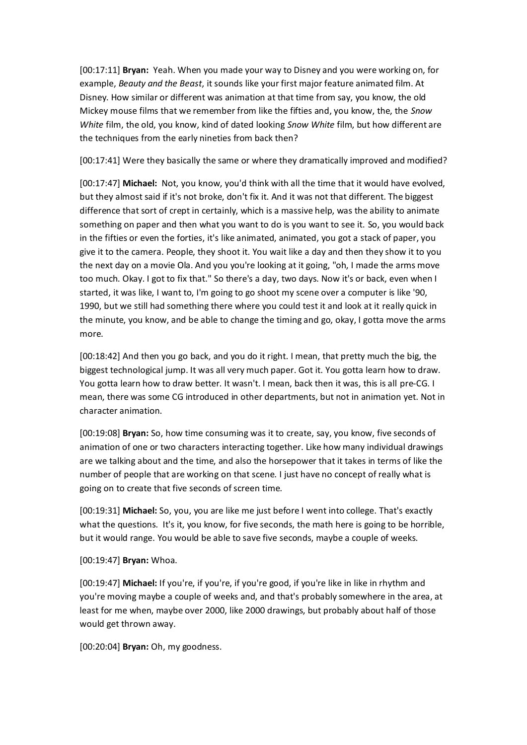[00:17:11] **Bryan:** Yeah. When you made your way to Disney and you were working on, for example, *Beauty and the Beast*, it sounds like your first major feature animated film. At Disney. How similar or different was animation at that time from say, you know, the old Mickey mouse films that we remember from like the fifties and, you know, the, the *Snow White* film, the old, you know, kind of dated looking *Snow White* film, but how different are the techniques from the early nineties from back then?

[00:17:41] Were they basically the same or where they dramatically improved and modified?

[00:17:47] **Michael:** Not, you know, you'd think with all the time that it would have evolved, but they almost said if it's not broke, don't fix it. And it was not that different. The biggest difference that sort of crept in certainly, which is a massive help, was the ability to animate something on paper and then what you want to do is you want to see it. So, you would back in the fifties or even the forties, it's like animated, animated, you got a stack of paper, you give it to the camera. People, they shoot it. You wait like a day and then they show it to you the next day on a movie Ola. And you you're looking at it going, "oh, I made the arms move too much. Okay. I got to fix that." So there's a day, two days. Now it's or back, even when I started, it was like, I want to, I'm going to go shoot my scene over a computer is like '90, 1990, but we still had something there where you could test it and look at it really quick in the minute, you know, and be able to change the timing and go, okay, I gotta move the arms more.

[00:18:42] And then you go back, and you do it right. I mean, that pretty much the big, the biggest technological jump. It was all very much paper. Got it. You gotta learn how to draw. You gotta learn how to draw better. It wasn't. I mean, back then it was, this is all pre-CG. I mean, there was some CG introduced in other departments, but not in animation yet. Not in character animation.

[00:19:08] **Bryan:** So, how time consuming was it to create, say, you know, five seconds of animation of one or two characters interacting together. Like how many individual drawings are we talking about and the time, and also the horsepower that it takes in terms of like the number of people that are working on that scene. I just have no concept of really what is going on to create that five seconds of screen time.

[00:19:31] **Michael:** So, you, you are like me just before I went into college. That's exactly what the questions. It's it, you know, for five seconds, the math here is going to be horrible, but it would range. You would be able to save five seconds, maybe a couple of weeks.

[00:19:47] **Bryan:** Whoa.

[00:19:47] **Michael:** If you're, if you're, if you're good, if you're like in like in rhythm and you're moving maybe a couple of weeks and, and that's probably somewhere in the area, at least for me when, maybe over 2000, like 2000 drawings, but probably about half of those would get thrown away.

[00:20:04] **Bryan:** Oh, my goodness.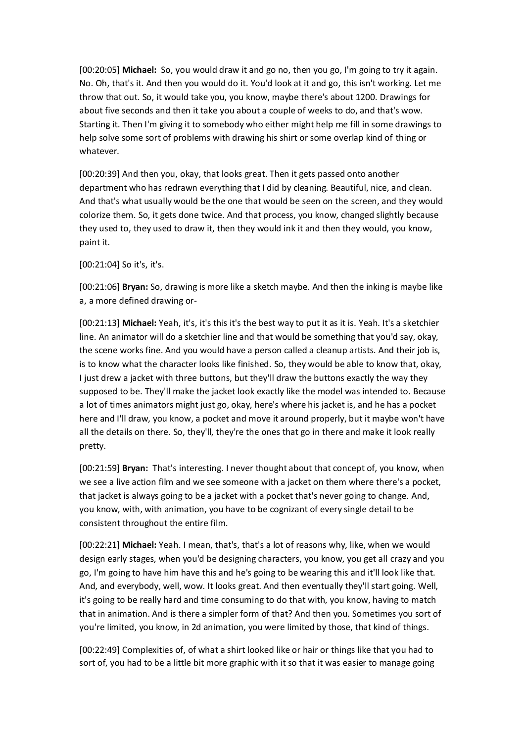[00:20:05] **Michael:** So, you would draw it and go no, then you go, I'm going to try it again. No. Oh, that's it. And then you would do it. You'd look at it and go, this isn't working. Let me throw that out. So, it would take you, you know, maybe there's about 1200. Drawings for about five seconds and then it take you about a couple of weeks to do, and that's wow. Starting it. Then I'm giving it to somebody who either might help me fill in some drawings to help solve some sort of problems with drawing his shirt or some overlap kind of thing or whatever.

[00:20:39] And then you, okay, that looks great. Then it gets passed onto another department who has redrawn everything that I did by cleaning. Beautiful, nice, and clean. And that's what usually would be the one that would be seen on the screen, and they would colorize them. So, it gets done twice. And that process, you know, changed slightly because they used to, they used to draw it, then they would ink it and then they would, you know, paint it.

[00:21:04] So it's, it's.

[00:21:06] **Bryan:** So, drawing is more like a sketch maybe. And then the inking is maybe like a, a more defined drawing or-

[00:21:13] **Michael:** Yeah, it's, it's this it's the best way to put it as it is. Yeah. It's a sketchier line. An animator will do a sketchier line and that would be something that you'd say, okay, the scene works fine. And you would have a person called a cleanup artists. And their job is, is to know what the character looks like finished. So, they would be able to know that, okay, I just drew a jacket with three buttons, but they'll draw the buttons exactly the way they supposed to be. They'll make the jacket look exactly like the model was intended to. Because a lot of times animators might just go, okay, here's where his jacket is, and he has a pocket here and I'll draw, you know, a pocket and move it around properly, but it maybe won't have all the details on there. So, they'll, they're the ones that go in there and make it look really pretty.

[00:21:59] **Bryan:** That's interesting. I never thought about that concept of, you know, when we see a live action film and we see someone with a jacket on them where there's a pocket, that jacket is always going to be a jacket with a pocket that's never going to change. And, you know, with, with animation, you have to be cognizant of every single detail to be consistent throughout the entire film.

[00:22:21] **Michael:** Yeah. I mean, that's, that's a lot of reasons why, like, when we would design early stages, when you'd be designing characters, you know, you get all crazy and you go, I'm going to have him have this and he's going to be wearing this and it'll look like that. And, and everybody, well, wow. It looks great. And then eventually they'll start going. Well, it's going to be really hard and time consuming to do that with, you know, having to match that in animation. And is there a simpler form of that? And then you. Sometimes you sort of you're limited, you know, in 2d animation, you were limited by those, that kind of things.

[00:22:49] Complexities of, of what a shirt looked like or hair or things like that you had to sort of, you had to be a little bit more graphic with it so that it was easier to manage going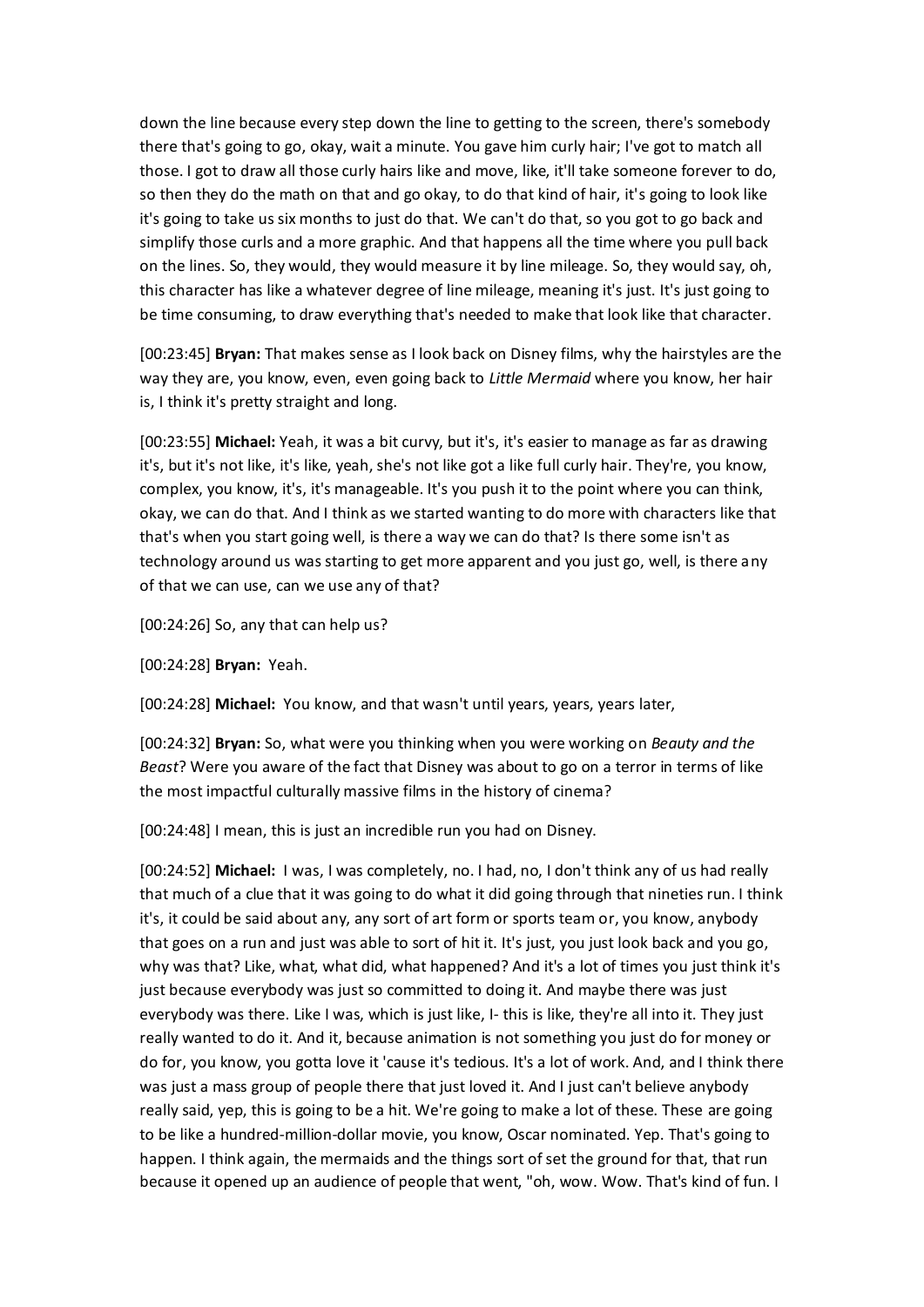down the line because every step down the line to getting to the screen, there's somebody there that's going to go, okay, wait a minute. You gave him curly hair; I've got to match all those. I got to draw all those curly hairs like and move, like, it'll take someone forever to do, so then they do the math on that and go okay, to do that kind of hair, it's going to look like it's going to take us six months to just do that. We can't do that, so you got to go back and simplify those curls and a more graphic. And that happens all the time where you pull back on the lines. So, they would, they would measure it by line mileage. So, they would say, oh, this character has like a whatever degree of line mileage, meaning it's just. It's just going to be time consuming, to draw everything that's needed to make that look like that character.

[00:23:45] **Bryan:** That makes sense as I look back on Disney films, why the hairstyles are the way they are, you know, even, even going back to *Little Mermaid* where you know, her hair is, I think it's pretty straight and long.

[00:23:55] **Michael:** Yeah, it was a bit curvy, but it's, it's easier to manage as far as drawing it's, but it's not like, it's like, yeah, she's not like got a like full curly hair. They're, you know, complex, you know, it's, it's manageable. It's you push it to the point where you can think, okay, we can do that. And I think as we started wanting to do more with characters like that that's when you start going well, is there a way we can do that? Is there some isn't as technology around us was starting to get more apparent and you just go, well, is there any of that we can use, can we use any of that?

[00:24:26] So, any that can help us?

[00:24:28] **Bryan:** Yeah.

[00:24:28] **Michael:** You know, and that wasn't until years, years, years later,

[00:24:32] **Bryan:** So, what were you thinking when you were working on *Beauty and the Beast*? Were you aware of the fact that Disney was about to go on a terror in terms of like the most impactful culturally massive films in the history of cinema?

[00:24:48] I mean, this is just an incredible run you had on Disney.

[00:24:52] **Michael:** I was, I was completely, no. I had, no, I don't think any of us had really that much of a clue that it was going to do what it did going through that nineties run. I think it's, it could be said about any, any sort of art form or sports team or, you know, anybody that goes on a run and just was able to sort of hit it. It's just, you just look back and you go, why was that? Like, what, what did, what happened? And it's a lot of times you just think it's just because everybody was just so committed to doing it. And maybe there was just everybody was there. Like I was, which is just like, I- this is like, they're all into it. They just really wanted to do it. And it, because animation is not something you just do for money or do for, you know, you gotta love it 'cause it's tedious. It's a lot of work. And, and I think there was just a mass group of people there that just loved it. And I just can't believe anybody really said, yep, this is going to be a hit. We're going to make a lot of these. These are going to be like a hundred-million-dollar movie, you know, Oscar nominated. Yep. That's going to happen. I think again, the mermaids and the things sort of set the ground for that, that run because it opened up an audience of people that went, "oh, wow. Wow. That's kind of fun. I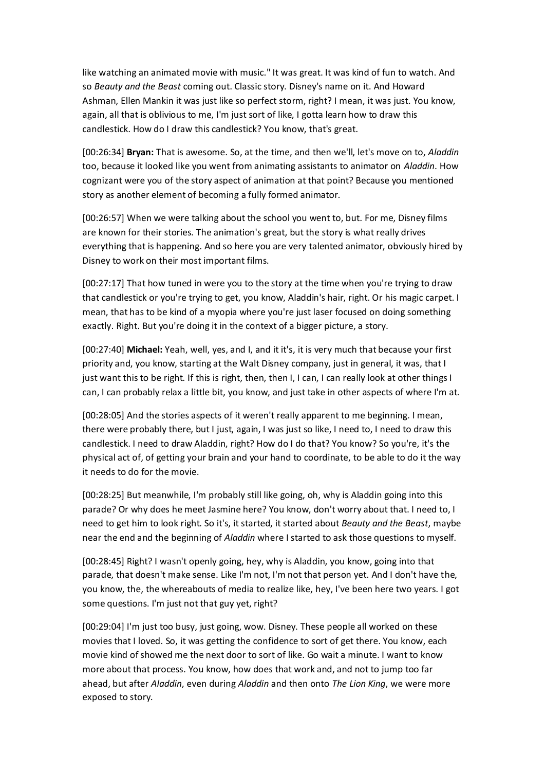like watching an animated movie with music." It was great. It was kind of fun to watch. And so *Beauty and the Beast* coming out. Classic story. Disney's name on it. And Howard Ashman, Ellen Mankin it was just like so perfect storm, right? I mean, it was just. You know, again, all that is oblivious to me, I'm just sort of like, I gotta learn how to draw this candlestick. How do I draw this candlestick? You know, that's great.

[00:26:34] **Bryan:** That is awesome. So, at the time, and then we'll, let's move on to, *Aladdin* too, because it looked like you went from animating assistants to animator on *Aladdin*. How cognizant were you of the story aspect of animation at that point? Because you mentioned story as another element of becoming a fully formed animator.

[00:26:57] When we were talking about the school you went to, but. For me, Disney films are known for their stories. The animation's great, but the story is what really drives everything that is happening. And so here you are very talented animator, obviously hired by Disney to work on their most important films.

[00:27:17] That how tuned in were you to the story at the time when you're trying to draw that candlestick or you're trying to get, you know, Aladdin's hair, right. Or his magic carpet. I mean, that has to be kind of a myopia where you're just laser focused on doing something exactly. Right. But you're doing it in the context of a bigger picture, a story.

[00:27:40] **Michael:** Yeah, well, yes, and I, and it it's, it is very much that because your first priority and, you know, starting at the Walt Disney company, just in general, it was, that I just want this to be right. If this is right, then, then I, I can, I can really look at other things I can, I can probably relax a little bit, you know, and just take in other aspects of where I'm at.

[00:28:05] And the stories aspects of it weren't really apparent to me beginning. I mean, there were probably there, but I just, again, I was just so like, I need to, I need to draw this candlestick. I need to draw Aladdin, right? How do I do that? You know? So you're, it's the physical act of, of getting your brain and your hand to coordinate, to be able to do it the way it needs to do for the movie.

[00:28:25] But meanwhile, I'm probably still like going, oh, why is Aladdin going into this parade? Or why does he meet Jasmine here? You know, don't worry about that. I need to, I need to get him to look right. So it's, it started, it started about *Beauty and the Beast*, maybe near the end and the beginning of *Aladdin* where I started to ask those questions to myself.

[00:28:45] Right? I wasn't openly going, hey, why is Aladdin, you know, going into that parade, that doesn't make sense. Like I'm not, I'm not that person yet. And I don't have the, you know, the, the whereabouts of media to realize like, hey, I've been here two years. I got some questions. I'm just not that guy yet, right?

[00:29:04] I'm just too busy, just going, wow. Disney. These people all worked on these movies that I loved. So, it was getting the confidence to sort of get there. You know, each movie kind of showed me the next door to sort of like. Go wait a minute. I want to know more about that process. You know, how does that work and, and not to jump too far ahead, but after *Aladdin*, even during *Aladdin* and then onto *The Lion King*, we were more exposed to story.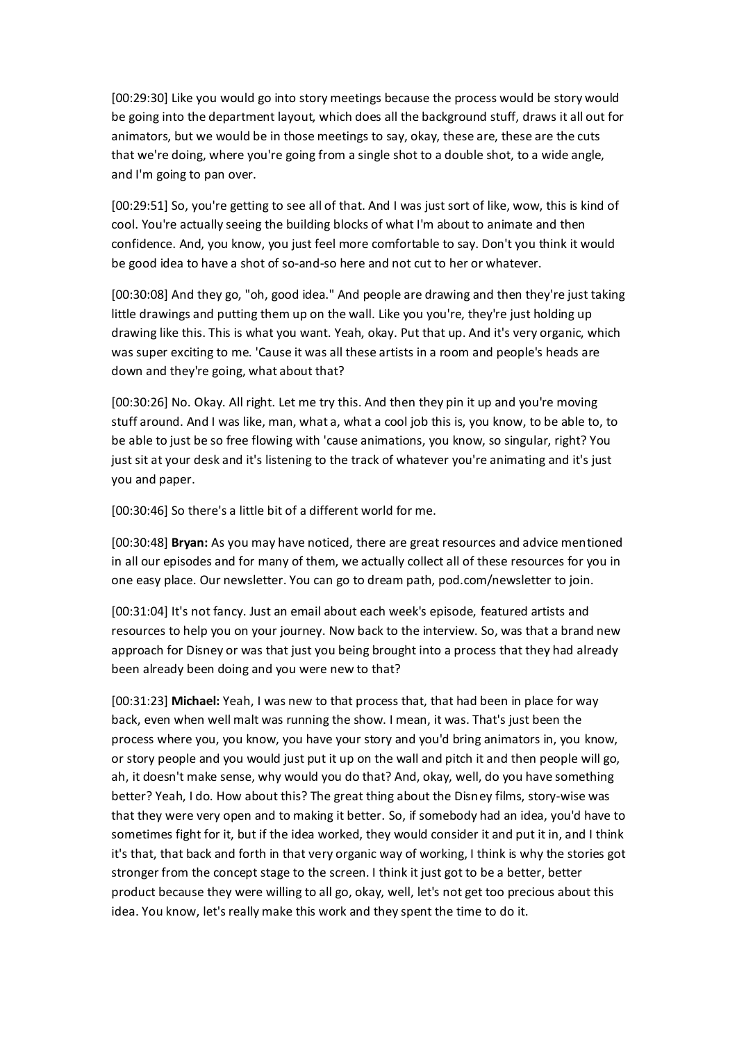[00:29:30] Like you would go into story meetings because the process would be story would be going into the department layout, which does all the background stuff, draws it all out for animators, but we would be in those meetings to say, okay, these are, these are the cuts that we're doing, where you're going from a single shot to a double shot, to a wide angle, and I'm going to pan over.

[00:29:51] So, you're getting to see all of that. And I was just sort of like, wow, this is kind of cool. You're actually seeing the building blocks of what I'm about to animate and then confidence. And, you know, you just feel more comfortable to say. Don't you think it would be good idea to have a shot of so-and-so here and not cut to her or whatever.

[00:30:08] And they go, "oh, good idea." And people are drawing and then they're just taking little drawings and putting them up on the wall. Like you you're, they're just holding up drawing like this. This is what you want. Yeah, okay. Put that up. And it's very organic, which was super exciting to me. 'Cause it was all these artists in a room and people's heads are down and they're going, what about that?

[00:30:26] No. Okay. All right. Let me try this. And then they pin it up and you're moving stuff around. And I was like, man, what a, what a cool job this is, you know, to be able to, to be able to just be so free flowing with 'cause animations, you know, so singular, right? You just sit at your desk and it's listening to the track of whatever you're animating and it's just you and paper.

[00:30:46] So there's a little bit of a different world for me.

[00:30:48] **Bryan:** As you may have noticed, there are great resources and advice mentioned in all our episodes and for many of them, we actually collect all of these resources for you in one easy place. Our newsletter. You can go to dream path, pod.com/newsletter to join.

[00:31:04] It's not fancy. Just an email about each week's episode, featured artists and resources to help you on your journey. Now back to the interview. So, was that a brand new approach for Disney or was that just you being brought into a process that they had already been already been doing and you were new to that?

[00:31:23] **Michael:** Yeah, I was new to that process that, that had been in place for way back, even when well malt was running the show. I mean, it was. That's just been the process where you, you know, you have your story and you'd bring animators in, you know, or story people and you would just put it up on the wall and pitch it and then people will go, ah, it doesn't make sense, why would you do that? And, okay, well, do you have something better? Yeah, I do. How about this? The great thing about the Disney films, story-wise was that they were very open and to making it better. So, if somebody had an idea, you'd have to sometimes fight for it, but if the idea worked, they would consider it and put it in, and I think it's that, that back and forth in that very organic way of working, I think is why the stories got stronger from the concept stage to the screen. I think it just got to be a better, better product because they were willing to all go, okay, well, let's not get too precious about this idea. You know, let's really make this work and they spent the time to do it.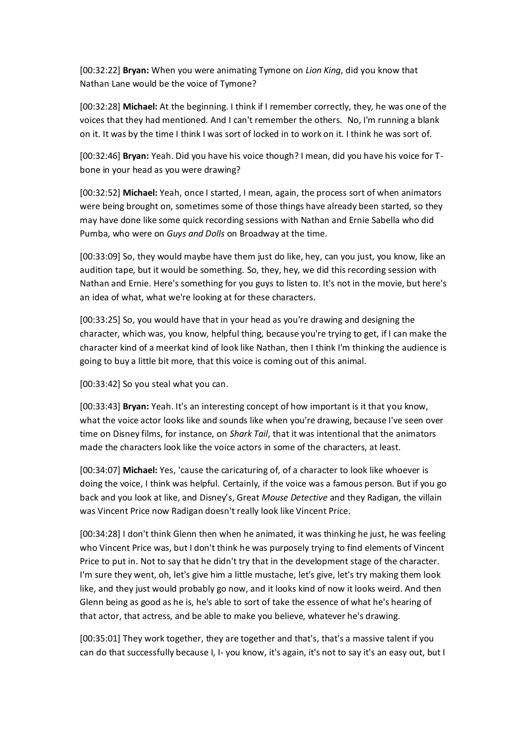[00:32:22] **Bryan:** When you were animating Tymone on *Lion King*, did you know that Nathan Lane would be the voice of Tymone?

[00:32:28] **Michael:** At the beginning. I think if I remember correctly, they, he was one of the voices that they had mentioned. And I can't remember the others. No, I'm running a blank on it. It was by the time I think I was sort of locked in to work on it. I think he was sort of.

[00:32:46] **Bryan:** Yeah. Did you have his voice though? I mean, did you have his voice for T-bone in your head as you were drawing?

[00:32:52] **Michael:** Yeah, once I started, I mean, again, the process sort of when animators were being brought on, sometimes some of those things have already been started, so they may have done like some quick recording sessions with Nathan and Ernie Sabella who did Pumba, who were on *Guys and Dolls* on Broadway at the time.

[00:33:09] So, they would maybe have them just do like, hey, can you just, you know, like an audition tape, but it would be something. So, they, hey, we did this recording session with Nathan and Ernie. Here's something for you guys to listen to. It's not in the movie, but here's an idea of what, what we're looking at for these characters.

[00:33:25] So, you would have that in your head as you're drawing and designing the character, which was, you know, helpful thing, because you're trying to get, if I can make the character kind of a meerkat kind of look like Nathan, then I think I'm thinking the audience is going to buy a little bit more, that this voice is coming out of this animal.

[00:33:42] So you steal what you can.

[00:33:43] **Bryan:** Yeah. It's an interesting concept of how important is it that you know, what the voice actor looks like and sounds like when you're drawing, because I've seen over time on Disney films, for instance, on *Shark Tail*, that it was intentional that the animators made the characters look like the voice actors in some of the characters, at least.

[00:34:07] **Michael:** Yes, 'cause the caricaturing of, of a character to look like whoever is doing the voice, I think was helpful. Certainly, if the voice was a famous person. But if you go back and you look at like, and Disney's, Great *Mouse Detective* and they Radigan, the villain was Vincent Price now Radigan doesn't really look like Vincent Price.

[00:34:28] I don't think Glenn then when he animated, it was thinking he just, he was feeling who Vincent Price was, but I don't think he was purposely trying to find elements of Vincent Price to put in. Not to say that he didn't try that in the development stage of the character. I'm sure they went, oh, let's give him a little mustache, let's give, let's try making them look like, and they just would probably go now, and it looks kind of now it looks weird. And then Glenn being as good as he is, he's able to sort of take the essence of what he's hearing of that actor, that actress, and be able to make you believe, whatever he's drawing.

[00:35:01] They work together, they are together and that's, that's a massive talent if you can do that successfully because I, I- you know, it's again, it's not to say it's an easy out, but I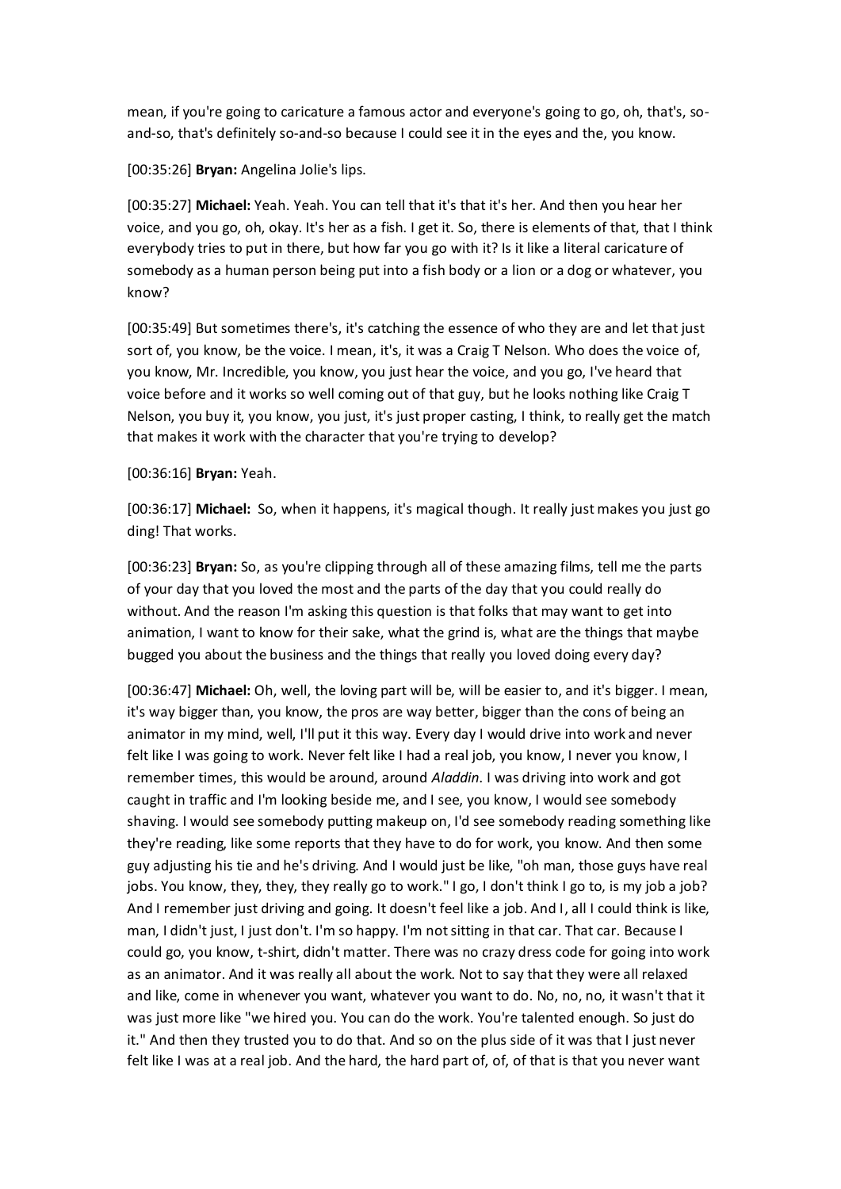mean, if you're going to caricature a famous actor and everyone's going to go, oh, that's, so-and-so, that's definitely so-and-so because I could see it in the eyes and the, you know.

[00:35:26] **Bryan:** Angelina Jolie's lips.

[00:35:27] **Michael:** Yeah. Yeah. You can tell that it's that it's her. And then you hear her voice, and you go, oh, okay. It's her as a fish. I get it. So, there is elements of that, that I think everybody tries to put in there, but how far you go with it? Is it like a literal caricature of somebody as a human person being put into a fish body or a lion or a dog or whatever, you know?

[00:35:49] But sometimes there's, it's catching the essence of who they are and let that just sort of, you know, be the voice. I mean, it's, it was a Craig T Nelson. Who does the voice of, you know, Mr. Incredible, you know, you just hear the voice, and you go, I've heard that voice before and it works so well coming out of that guy, but he looks nothing like Craig T Nelson, you buy it, you know, you just, it's just proper casting, I think, to really get the match that makes it work with the character that you're trying to develop?

[00:36:16] **Bryan:** Yeah.

[00:36:17] **Michael:** So, when it happens, it's magical though. It really just makes you just go ding! That works.

[00:36:23] **Bryan:** So, as you're clipping through all of these amazing films, tell me the parts of your day that you loved the most and the parts of the day that you could really do without. And the reason I'm asking this question is that folks that may want to get into animation, I want to know for their sake, what the grind is, what are the things that maybe bugged you about the business and the things that really you loved doing every day?

[00:36:47] **Michael:** Oh, well, the loving part will be, will be easier to, and it's bigger. I mean, it's way bigger than, you know, the pros are way better, bigger than the cons of being an animator in my mind, well, I'll put it this way. Every day I would drive into work and never felt like I was going to work. Never felt like I had a real job, you know, I never you know, I remember times, this would be around, around *Aladdin*. I was driving into work and got caught in traffic and I'm looking beside me, and I see, you know, I would see somebody shaving. I would see somebody putting makeup on, I'd see somebody reading something like they're reading, like some reports that they have to do for work, you know. And then some guy adjusting his tie and he's driving. And I would just be like, "oh man, those guys have real jobs. You know, they, they, they really go to work." I go, I don't think I go to, is my job a job? And I remember just driving and going. It doesn't feel like a job. And I, all I could think is like, man, I didn't just, I just don't. I'm so happy. I'm not sitting in that car. That car. Because I could go, you know, t-shirt, didn't matter. There was no crazy dress code for going into work as an animator. And it was really all about the work. Not to say that they were all relaxed and like, come in whenever you want, whatever you want to do. No, no, no, it wasn't that it was just more like "we hired you. You can do the work. You're talented enough. So just do it." And then they trusted you to do that. And so on the plus side of it was that I just never felt like I was at a real job. And the hard, the hard part of, of, of that is that you never want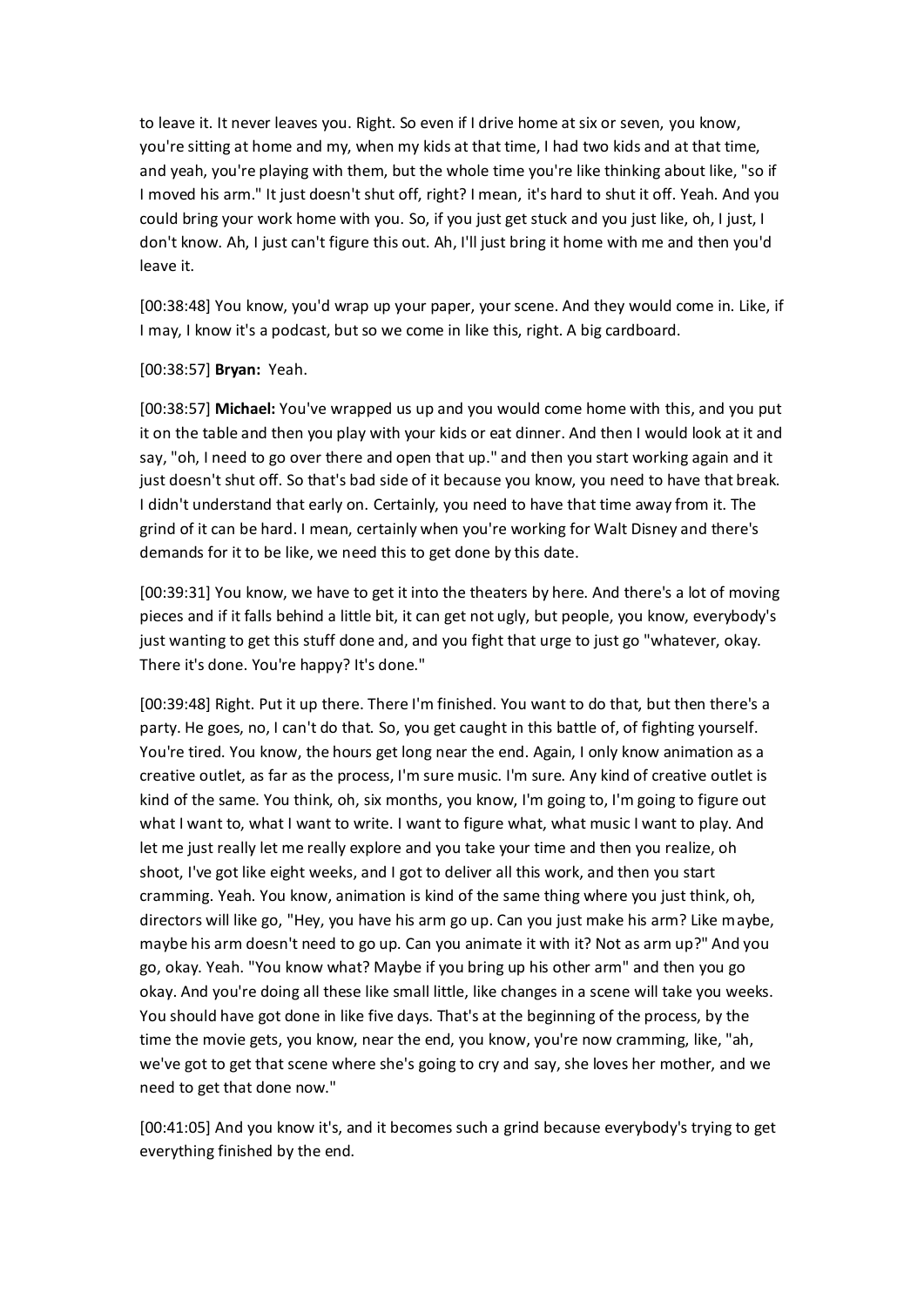to leave it. It never leaves you. Right. So even if I drive home at six or seven, you know, you're sitting at home and my, when my kids at that time, I had two kids and at that time, and yeah, you're playing with them, but the whole time you're like thinking about like, "so if I moved his arm." It just doesn't shut off, right? I mean, it's hard to shut it off. Yeah. And you could bring your work home with you. So, if you just get stuck and you just like, oh, I just, I don't know. Ah, I just can't figure this out. Ah, I'll just bring it home with me and then you'd leave it.

[00:38:48] You know, you'd wrap up your paper, your scene. And they would come in. Like, if I may, I know it's a podcast, but so we come in like this, right. A big cardboard.

[00:38:57] **Bryan:** Yeah.

[00:38:57] **Michael:** You've wrapped us up and you would come home with this, and you put it on the table and then you play with your kids or eat dinner. And then I would look at it and say, "oh, I need to go over there and open that up." and then you start working again and it just doesn't shut off. So that's bad side of it because you know, you need to have that break. I didn't understand that early on. Certainly, you need to have that time away from it. The grind of it can be hard. I mean, certainly when you're working for Walt Disney and there's demands for it to be like, we need this to get done by this date.

[00:39:31] You know, we have to get it into the theaters by here. And there's a lot of moving pieces and if it falls behind a little bit, it can get not ugly, but people, you know, everybody's just wanting to get this stuff done and, and you fight that urge to just go "whatever, okay. There it's done. You're happy? It's done."

[00:39:48] Right. Put it up there. There I'm finished. You want to do that, but then there's a party. He goes, no, I can't do that. So, you get caught in this battle of, of fighting yourself. You're tired. You know, the hours get long near the end. Again, I only know animation as a creative outlet, as far as the process, I'm sure music. I'm sure. Any kind of creative outlet is kind of the same. You think, oh, six months, you know, I'm going to, I'm going to figure out what I want to, what I want to write. I want to figure what, what music I want to play. And let me just really let me really explore and you take your time and then you realize, oh shoot, I've got like eight weeks, and I got to deliver all this work, and then you start cramming. Yeah. You know, animation is kind of the same thing where you just think, oh, directors will like go, "Hey, you have his arm go up. Can you just make his arm? Like maybe, maybe his arm doesn't need to go up. Can you animate it with it? Not as arm up?" And you go, okay. Yeah. "You know what? Maybe if you bring up his other arm" and then you go okay. And you're doing all these like small little, like changes in a scene will take you weeks. You should have got done in like five days. That's at the beginning of the process, by the time the movie gets, you know, near the end, you know, you're now cramming, like, "ah, we've got to get that scene where she's going to cry and say, she loves her mother, and we need to get that done now."

[00:41:05] And you know it's, and it becomes such a grind because everybody's trying to get everything finished by the end.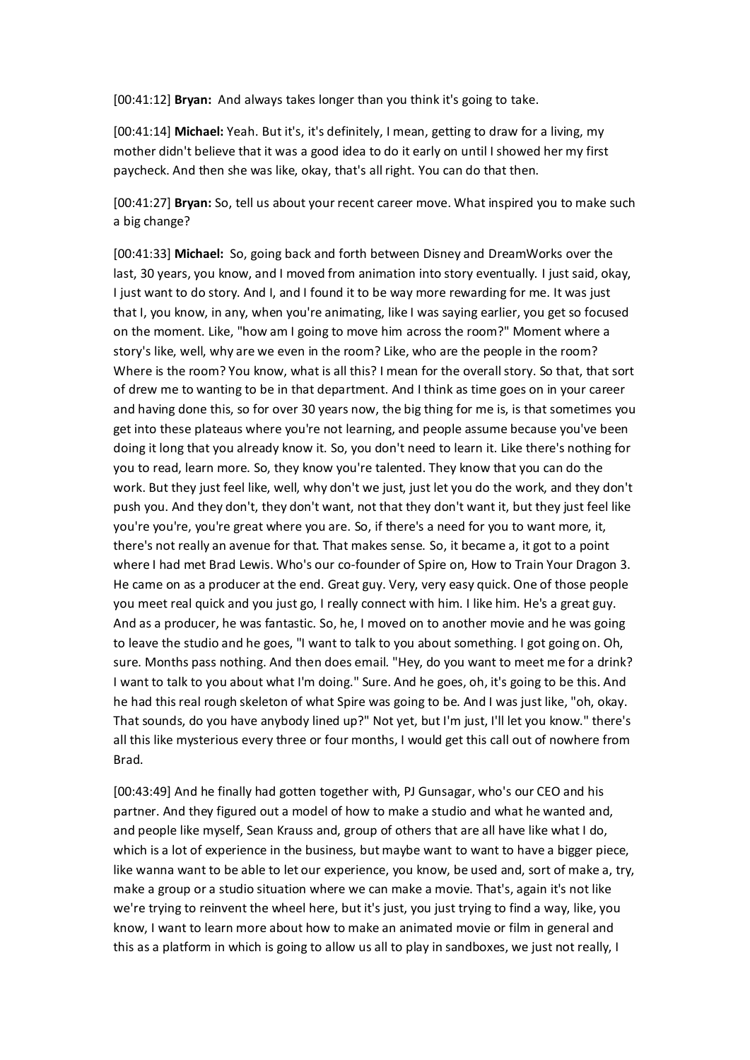[00:41:12] **Bryan:** And always takes longer than you think it's going to take.

[00:41:14] **Michael:** Yeah. But it's, it's definitely, I mean, getting to draw for a living, my mother didn't believe that it was a good idea to do it early on until I showed her my first paycheck. And then she was like, okay, that's all right. You can do that then.

[00:41:27] **Bryan:** So, tell us about your recent career move. What inspired you to make such a big change?

[00:41:33] **Michael:** So, going back and forth between Disney and DreamWorks over the last, 30 years, you know, and I moved from animation into story eventually. I just said, okay, I just want to do story. And I, and I found it to be way more rewarding for me. It was just that I, you know, in any, when you're animating, like I was saying earlier, you get so focused on the moment. Like, "how am I going to move him across the room?" Moment where a story's like, well, why are we even in the room? Like, who are the people in the room? Where is the room? You know, what is all this? I mean for the overall story. So that, that sort of drew me to wanting to be in that department. And I think as time goes on in your career and having done this, so for over 30 years now, the big thing for me is, is that sometimes you get into these plateaus where you're not learning, and people assume because you've been doing it long that you already know it. So, you don't need to learn it. Like there's nothing for you to read, learn more. So, they know you're talented. They know that you can do the work. But they just feel like, well, why don't we just, just let you do the work, and they don't push you. And they don't, they don't want, not that they don't want it, but they just feel like you're you're, you're great where you are. So, if there's a need for you to want more, it, there's not really an avenue for that. That makes sense. So, it became a, it got to a point where I had met Brad Lewis. Who's our co-founder of Spire on, How to Train Your Dragon 3. He came on as a producer at the end. Great guy. Very, very easy quick. One of those people you meet real quick and you just go, I really connect with him. I like him. He's a great guy. And as a producer, he was fantastic. So, he, I moved on to another movie and he was going to leave the studio and he goes, "I want to talk to you about something. I got going on. Oh, sure. Months pass nothing. And then does email. "Hey, do you want to meet me for a drink? I want to talk to you about what I'm doing." Sure. And he goes, oh, it's going to be this. And he had this real rough skeleton of what Spire was going to be. And I was just like, "oh, okay. That sounds, do you have anybody lined up?" Not yet, but I'm just, I'll let you know." there's all this like mysterious every three or four months, I would get this call out of nowhere from Brad.

[00:43:49] And he finally had gotten together with, PJ Gunsagar, who's our CEO and his partner. And they figured out a model of how to make a studio and what he wanted and, and people like myself, Sean Krauss and, group of others that are all have like what I do, which is a lot of experience in the business, but maybe want to want to have a bigger piece, like wanna want to be able to let our experience, you know, be used and, sort of make a, try, make a group or a studio situation where we can make a movie. That's, again it's not like we're trying to reinvent the wheel here, but it's just, you just trying to find a way, like, you know, I want to learn more about how to make an animated movie or film in general and this as a platform in which is going to allow us all to play in sandboxes, we just not really, I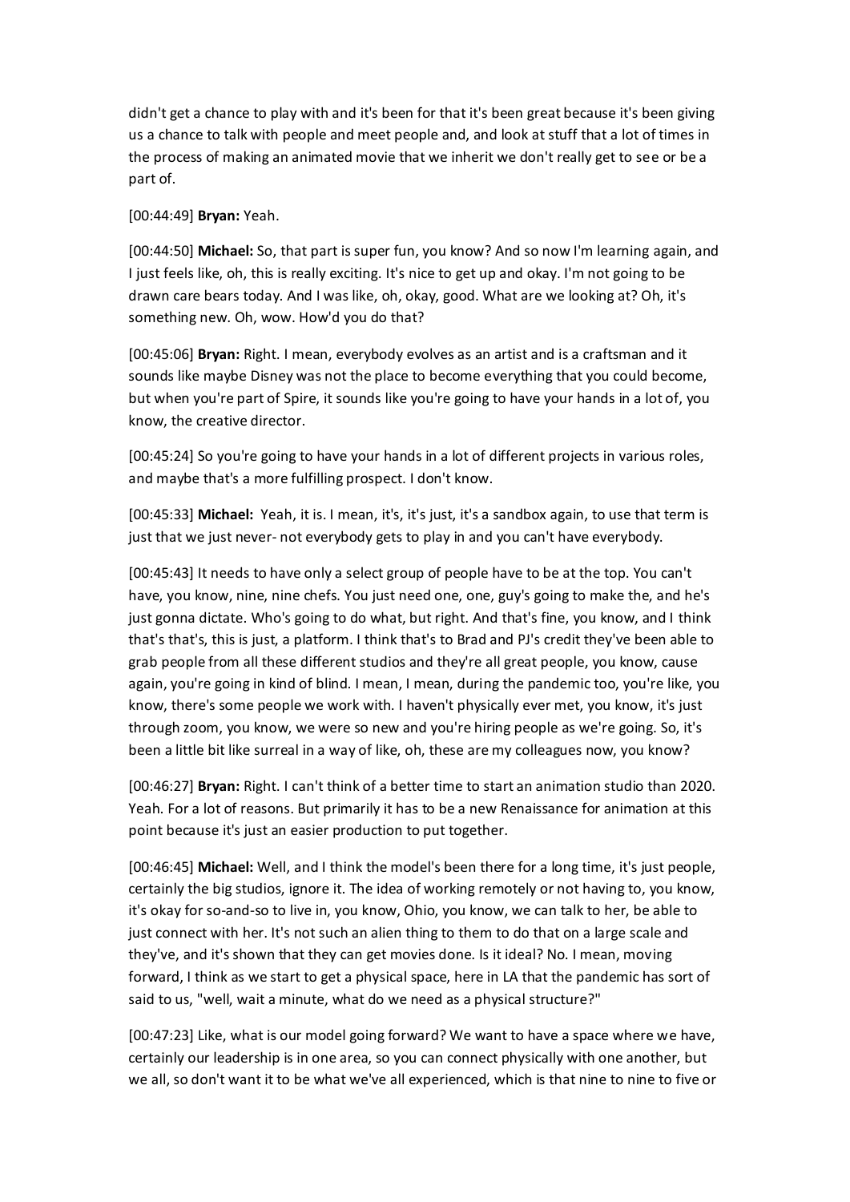didn't get a chance to play with and it's been for that it's been great because it's been giving us a chance to talk with people and meet people and, and look at stuff that a lot of times in the process of making an animated movie that we inherit we don't really get to see or be a part of.

[00:44:49] **Bryan:** Yeah.

[00:44:50] **Michael:** So, that part is super fun, you know? And so now I'm learning again, and I just feels like, oh, this is really exciting. It's nice to get up and okay. I'm not going to be drawn care bears today. And I was like, oh, okay, good. What are we looking at? Oh, it's something new. Oh, wow. How'd you do that?

[00:45:06] **Bryan:** Right. I mean, everybody evolves as an artist and is a craftsman and it sounds like maybe Disney was not the place to become everything that you could become, but when you're part of Spire, it sounds like you're going to have your hands in a lot of, you know, the creative director.

[00:45:24] So you're going to have your hands in a lot of different projects in various roles, and maybe that's a more fulfilling prospect. I don't know.

[00:45:33] **Michael:** Yeah, it is. I mean, it's, it's just, it's a sandbox again, to use that term is just that we just never- not everybody gets to play in and you can't have everybody.

[00:45:43] It needs to have only a select group of people have to be at the top. You can't have, you know, nine, nine chefs. You just need one, one, guy's going to make the, and he's just gonna dictate. Who's going to do what, but right. And that's fine, you know, and I think that's that's, this is just, a platform. I think that's to Brad and PJ's credit they've been able to grab people from all these different studios and they're all great people, you know, cause again, you're going in kind of blind. I mean, I mean, during the pandemic too, you're like, you know, there's some people we work with. I haven't physically ever met, you know, it's just through zoom, you know, we were so new and you're hiring people as we're going. So, it's been a little bit like surreal in a way of like, oh, these are my colleagues now, you know?

[00:46:27] **Bryan:** Right. I can't think of a better time to start an animation studio than 2020. Yeah. For a lot of reasons. But primarily it has to be a new Renaissance for animation at this point because it's just an easier production to put together.

[00:46:45] **Michael:** Well, and I think the model's been there for a long time, it's just people, certainly the big studios, ignore it. The idea of working remotely or not having to, you know, it's okay for so-and-so to live in, you know, Ohio, you know, we can talk to her, be able to just connect with her. It's not such an alien thing to them to do that on a large scale and they've, and it's shown that they can get movies done. Is it ideal? No. I mean, moving forward, I think as we start to get a physical space, here in LA that the pandemic has sort of said to us, "well, wait a minute, what do we need as a physical structure?"

[00:47:23] Like, what is our model going forward? We want to have a space where we have, certainly our leadership is in one area, so you can connect physically with one another, but we all, so don't want it to be what we've all experienced, which is that nine to nine to five or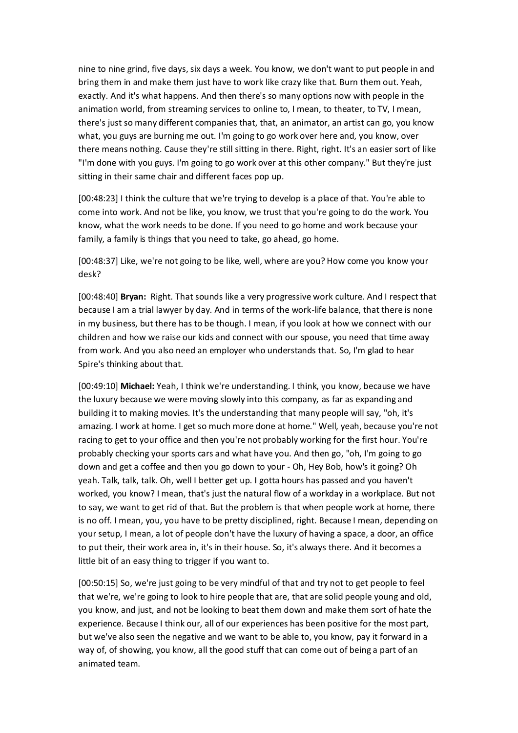nine to nine grind, five days, six days a week. You know, we don't want to put people in and bring them in and make them just have to work like crazy like that. Burn them out. Yeah, exactly. And it's what happens. And then there's so many options now with people in the animation world, from streaming services to online to, I mean, to theater, to TV, I mean, there's just so many different companies that, that, an animator, an artist can go, you know what, you guys are burning me out. I'm going to go work over here and, you know, over there means nothing. Cause they're still sitting in there. Right, right. It's an easier sort of like "I'm done with you guys. I'm going to go work over at this other company." But they're just sitting in their same chair and different faces pop up.

[00:48:23] I think the culture that we're trying to develop is a place of that. You're able to come into work. And not be like, you know, we trust that you're going to do the work. You know, what the work needs to be done. If you need to go home and work because your family, a family is things that you need to take, go ahead, go home.

[00:48:37] Like, we're not going to be like, well, where are you? How come you know your desk?

[00:48:40] **Bryan:** Right. That sounds like a very progressive work culture. And I respect that because I am a trial lawyer by day. And in terms of the work-life balance, that there is none in my business, but there has to be though. I mean, if you look at how we connect with our children and how we raise our kids and connect with our spouse, you need that time away from work. And you also need an employer who understands that. So, I'm glad to hear Spire's thinking about that.

[00:49:10] **Michael:** Yeah, I think we're understanding. I think, you know, because we have the luxury because we were moving slowly into this company, as far as expanding and building it to making movies. It's the understanding that many people will say, "oh, it's amazing. I work at home. I get so much more done at home." Well, yeah, because you're not racing to get to your office and then you're not probably working for the first hour. You're probably checking your sports cars and what have you. And then go, "oh, I'm going to go down and get a coffee and then you go down to your - Oh, Hey Bob, how's it going? Oh yeah. Talk, talk, talk. Oh, well I better get up. I gotta hours has passed and you haven't worked, you know? I mean, that's just the natural flow of a workday in a workplace. But not to say, we want to get rid of that. But the problem is that when people work at home, there is no off. I mean, you, you have to be pretty disciplined, right. Because I mean, depending on your setup, I mean, a lot of people don't have the luxury of having a space, a door, an office to put their, their work area in, it's in their house. So, it's always there. And it becomes a little bit of an easy thing to trigger if you want to.

[00:50:15] So, we're just going to be very mindful of that and try not to get people to feel that we're, we're going to look to hire people that are, that are solid people young and old, you know, and just, and not be looking to beat them down and make them sort of hate the experience. Because I think our, all of our experiences has been positive for the most part, but we've also seen the negative and we want to be able to, you know, pay it forward in a way of, of showing, you know, all the good stuff that can come out of being a part of an animated team.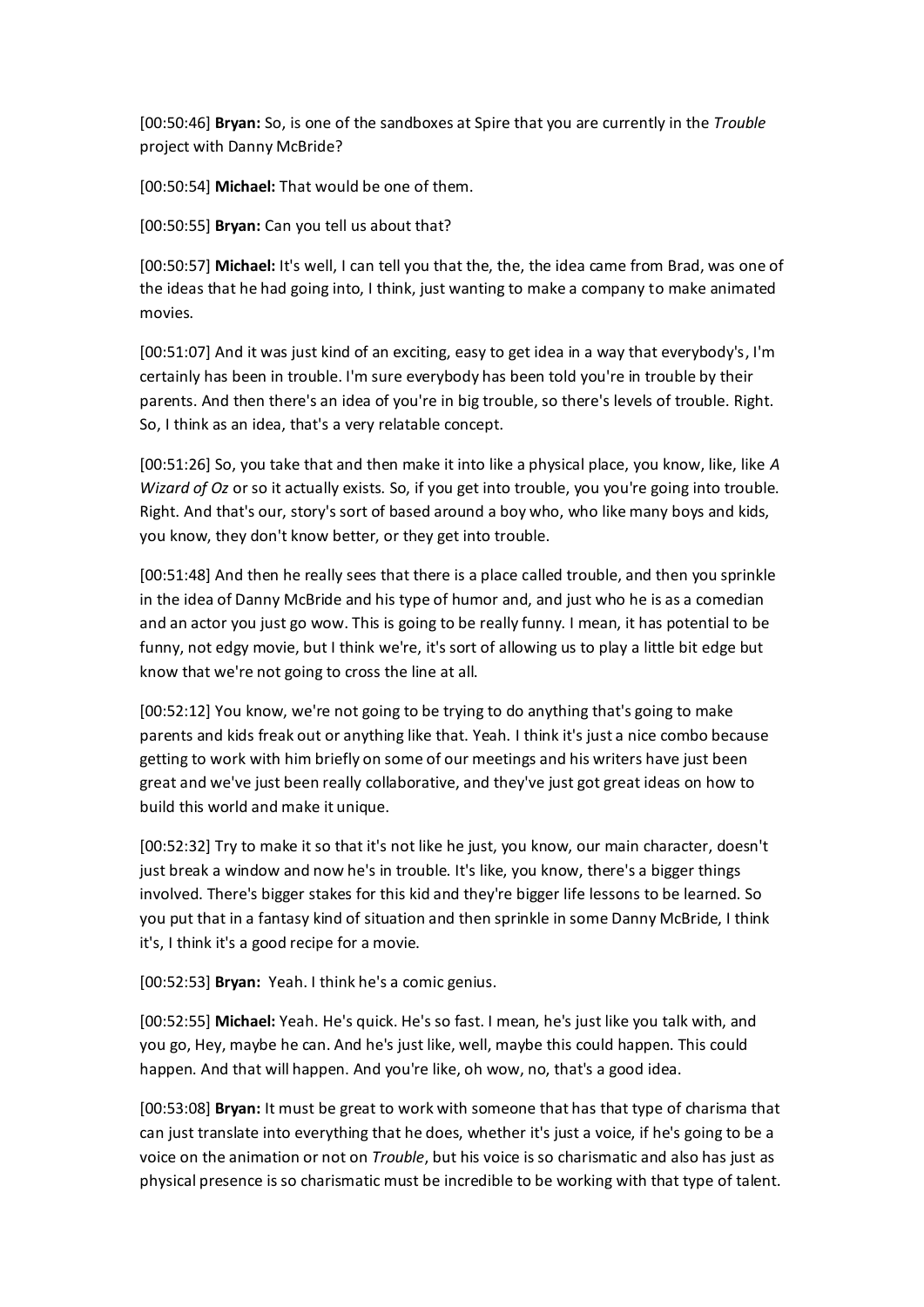[00:50:46] **Bryan:** So, is one of the sandboxes at Spire that you are currently in the *Trouble* project with Danny McBride?

[00:50:54] **Michael:** That would be one of them.

[00:50:55] **Bryan:** Can you tell us about that?

[00:50:57] **Michael:** It's well, I can tell you that the, the, the idea came from Brad, was one of the ideas that he had going into, I think, just wanting to make a company to make animated movies.

[00:51:07] And it was just kind of an exciting, easy to get idea in a way that everybody's, I'm certainly has been in trouble. I'm sure everybody has been told you're in trouble by their parents. And then there's an idea of you're in big trouble, so there's levels of trouble. Right. So, I think as an idea, that's a very relatable concept.

[00:51:26] So, you take that and then make it into like a physical place, you know, like, like *A Wizard of Oz* or so it actually exists. So, if you get into trouble, you you're going into trouble. Right. And that's our, story's sort of based around a boy who, who like many boys and kids, you know, they don't know better, or they get into trouble.

[00:51:48] And then he really sees that there is a place called trouble, and then you sprinkle in the idea of Danny McBride and his type of humor and, and just who he is as a comedian and an actor you just go wow. This is going to be really funny. I mean, it has potential to be funny, not edgy movie, but I think we're, it's sort of allowing us to play a little bit edge but know that we're not going to cross the line at all.

[00:52:12] You know, we're not going to be trying to do anything that's going to make parents and kids freak out or anything like that. Yeah. I think it's just a nice combo because getting to work with him briefly on some of our meetings and his writers have just been great and we've just been really collaborative, and they've just got great ideas on how to build this world and make it unique.

[00:52:32] Try to make it so that it's not like he just, you know, our main character, doesn't just break a window and now he's in trouble. It's like, you know, there's a bigger things involved. There's bigger stakes for this kid and they're bigger life lessons to be learned. So you put that in a fantasy kind of situation and then sprinkle in some Danny McBride, I think it's, I think it's a good recipe for a movie.

[00:52:53] **Bryan:** Yeah. I think he's a comic genius.

[00:52:55] **Michael:** Yeah. He's quick. He's so fast. I mean, he's just like you talk with, and you go, Hey, maybe he can. And he's just like, well, maybe this could happen. This could happen. And that will happen. And you're like, oh wow, no, that's a good idea.

[00:53:08] **Bryan:** It must be great to work with someone that has that type of charisma that can just translate into everything that he does, whether it's just a voice, if he's going to be a voice on the animation or not on *Trouble*, but his voice is so charismatic and also has just as physical presence is so charismatic must be incredible to be working with that type of talent.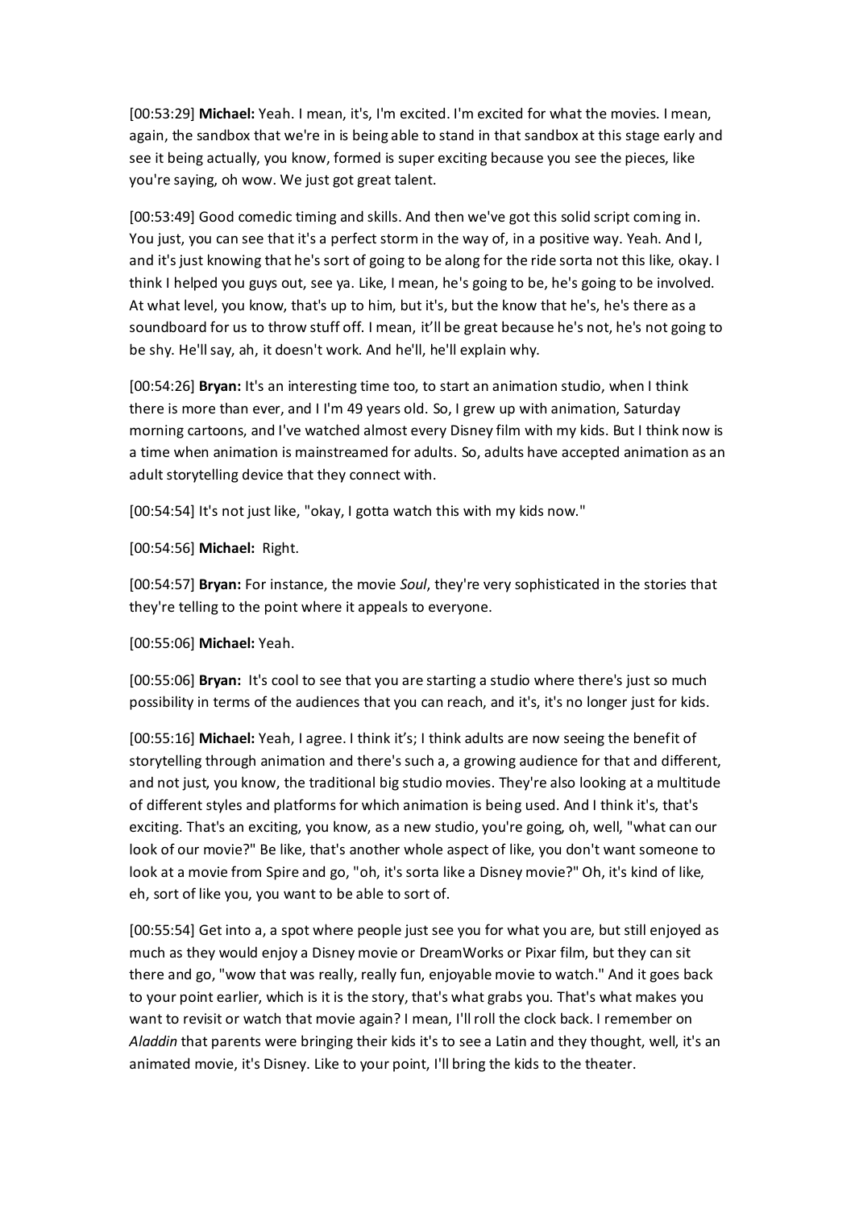[00:53:29] **Michael:** Yeah. I mean, it's, I'm excited. I'm excited for what the movies. I mean, again, the sandbox that we're in is being able to stand in that sandbox at this stage early and see it being actually, you know, formed is super exciting because you see the pieces, like you're saying, oh wow. We just got great talent.

[00:53:49] Good comedic timing and skills. And then we've got this solid script coming in. You just, you can see that it's a perfect storm in the way of, in a positive way. Yeah. And I, and it's just knowing that he's sort of going to be along for the ride sorta not this like, okay. I think I helped you guys out, see ya. Like, I mean, he's going to be, he's going to be involved. At what level, you know, that's up to him, but it's, but the know that he's, he's there as a soundboard for us to throw stuff off. I mean, it'll be great because he's not, he's not going to be shy. He'll say, ah, it doesn't work. And he'll, he'll explain why.

[00:54:26] **Bryan:** It's an interesting time too, to start an animation studio, when I think there is more than ever, and I I'm 49 years old. So, I grew up with animation, Saturday morning cartoons, and I've watched almost every Disney film with my kids. But I think now is a time when animation is mainstreamed for adults. So, adults have accepted animation as an adult storytelling device that they connect with.

[00:54:54] It's not just like, "okay, I gotta watch this with my kids now."

[00:54:56] **Michael:** Right.

[00:54:57] **Bryan:** For instance, the movie *Soul*, they're very sophisticated in the stories that they're telling to the point where it appeals to everyone.

[00:55:06] **Michael:** Yeah.

[00:55:06] **Bryan:** It's cool to see that you are starting a studio where there's just so much possibility in terms of the audiences that you can reach, and it's, it's no longer just for kids.

[00:55:16] **Michael:** Yeah, I agree. I think it's; I think adults are now seeing the benefit of storytelling through animation and there's such a, a growing audience for that and different, and not just, you know, the traditional big studio movies. They're also looking at a multitude of different styles and platforms for which animation is being used. And I think it's, that's exciting. That's an exciting, you know, as a new studio, you're going, oh, well, "what can our look of our movie?" Be like, that's another whole aspect of like, you don't want someone to look at a movie from Spire and go, "oh, it's sorta like a Disney movie?" Oh, it's kind of like, eh, sort of like you, you want to be able to sort of.

[00:55:54] Get into a, a spot where people just see you for what you are, but still enjoyed as much as they would enjoy a Disney movie or DreamWorks or Pixar film, but they can sit there and go, "wow that was really, really fun, enjoyable movie to watch." And it goes back to your point earlier, which is it is the story, that's what grabs you. That's what makes you want to revisit or watch that movie again? I mean, I'll roll the clock back. I remember on *Aladdin* that parents were bringing their kids it's to see a Latin and they thought, well, it's an animated movie, it's Disney. Like to your point, I'll bring the kids to the theater.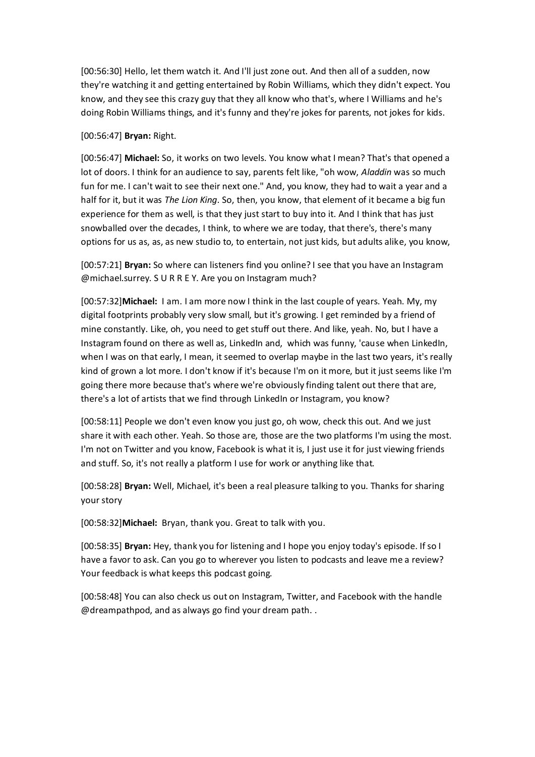[00:56:30] Hello, let them watch it. And I'll just zone out. And then all of a sudden, now they're watching it and getting entertained by Robin Williams, which they didn't expect. You know, and they see this crazy guy that they all know who that's, where I Williams and he's doing Robin Williams things, and it's funny and they're jokes for parents, not jokes for kids.

[00:56:47] **Bryan:** Right.

[00:56:47] **Michael:** So, it works on two levels. You know what I mean? That's that opened a lot of doors. I think for an audience to say, parents felt like, "oh wow, *Aladdin* was so much fun for me. I can't wait to see their next one." And, you know, they had to wait a year and a half for it, but it was *The Lion King*. So, then, you know, that element of it became a big fun experience for them as well, is that they just start to buy into it. And I think that has just snowballed over the decades, I think, to where we are today, that there's, there's many options for us as, as, as new studio to, to entertain, not just kids, but adults alike, you know,

[00:57:21] **Bryan:** So where can listeners find you online? I see that you have an Instagram @michael.surrey. S U R R E Y. Are you on Instagram much?

[00:57:32]**Michael:** I am. I am more now I think in the last couple of years. Yeah. My, my digital footprints probably very slow small, but it's growing. I get reminded by a friend of mine constantly. Like, oh, you need to get stuff out there. And like, yeah. No, but I have a Instagram found on there as well as, LinkedIn and, which was funny, 'cause when LinkedIn, when I was on that early, I mean, it seemed to overlap maybe in the last two years, it's really kind of grown a lot more. I don't know if it's because I'm on it more, but it just seems like I'm going there more because that's where we're obviously finding talent out there that are, there's a lot of artists that we find through LinkedIn or Instagram, you know?

[00:58:11] People we don't even know you just go, oh wow, check this out. And we just share it with each other. Yeah. So those are, those are the two platforms I'm using the most. I'm not on Twitter and you know, Facebook is what it is, I just use it for just viewing friends and stuff. So, it's not really a platform I use for work or anything like that.

[00:58:28] **Bryan:** Well, Michael, it's been a real pleasure talking to you. Thanks for sharing your story

[00:58:32]**Michael:** Bryan, thank you. Great to talk with you.

[00:58:35] **Bryan:** Hey, thank you for listening and I hope you enjoy today's episode. If so I have a favor to ask. Can you go to wherever you listen to podcasts and leave me a review? Your feedback is what keeps this podcast going.

[00:58:48] You can also check us out on Instagram, Twitter, and Facebook with the handle @dreampathpod, and as always go find your dream path. .